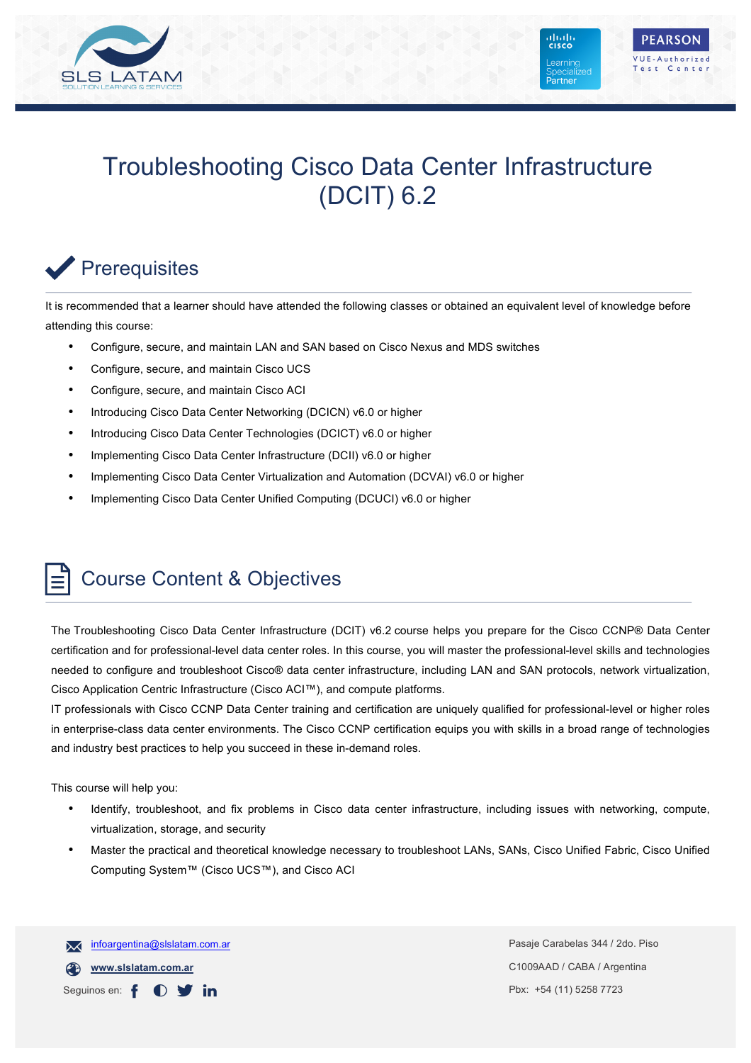# Troubleshooting Cisco Data Center Infrastructure (DCIT) 6.2

## Prerequisites

It is recommended that a learner should have attended the following classes or obtained an equivalent level of knowledge before attending this course:

- Configure, secure, and maintain LAN and SAN based on Cisco Nexus and MDS switches
- Configure, secure, and maintain Cisco UCS
- Configure, secure, and maintain Cisco ACI
- Introducing Cisco Data Center Networking (DCICN) v6.0 or higher
- Introducing Cisco Data Center Technologies (DCICT) v6.0 or higher
- Implementing Cisco Data Center Infrastructure (DCII) v6.0 or higher
- Implementing Cisco Data Center Virtualization and Automation (DCVAI) v6.0 or higher
- Implementing Cisco Data Center Unified Computing (DCUCI) v6.0 or higher

## Course Content & Objectives

The Troubleshooting Cisco Data Center Infrastructure (DCIT) v6.2 course helps you prepare for the Cisco CCNP® Data Center certification and for professional-level data center roles. In this course, you will master the professional-level skills and technologies needed to configure and troubleshoot Cisco® data center infrastructure, including LAN and SAN protocols, network virtualization, Cisco Application Centric Infrastructure (Cisco ACI™), and compute platforms.
IT professionals with Cisco CCNP Data Center training and certification are uniquely qualified for professional-level or higher roles in enterprise-class data center environments. The Cisco CCNP certification equips you with skills in a broad range of technologies and industry best practices to help you succeed in these in-demand roles.

This course will help you:

- Identify, troubleshoot, and fix problems in Cisco data center infrastructure, including issues with networking, compute, virtualization, storage, and security
- Master the practical and theoretical knowledge necessary to troubleshoot LANs, SANs, Cisco Unified Fabric, Cisco Unified Computing System™ (Cisco UCS™), and Cisco ACI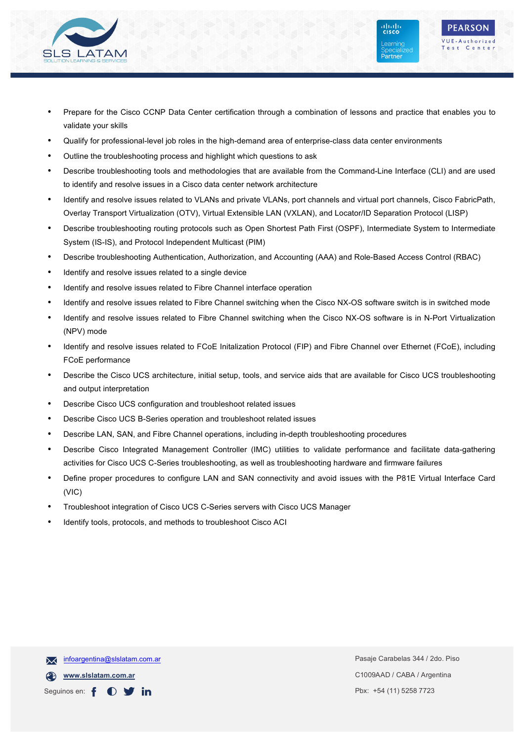- Prepare for the Cisco CCNP Data Center certification through a combination of lessons and practice that enables you to validate your skills
- Qualify for professional-level job roles in the high-demand area of enterprise-class data center environments
- Outline the troubleshooting process and highlight which questions to ask
- Describe troubleshooting tools and methodologies that are available from the Command-Line Interface (CLI) and are used to identify and resolve issues in a Cisco data center network architecture
- Identify and resolve issues related to VLANs and private VLANs, port channels and virtual port channels, Cisco FabricPath, Overlay Transport Virtualization (OTV), Virtual Extensible LAN (VXLAN), and Locator/ID Separation Protocol (LISP)
- Describe troubleshooting routing protocols such as Open Shortest Path First (OSPF), Intermediate System to Intermediate System (IS-IS), and Protocol Independent Multicast (PIM)
- Describe troubleshooting Authentication, Authorization, and Accounting (AAA) and Role-Based Access Control (RBAC)
- Identify and resolve issues related to a single device
- Identify and resolve issues related to Fibre Channel interface operation
- Identify and resolve issues related to Fibre Channel switching when the Cisco NX-OS software switch is in switched mode
- Identify and resolve issues related to Fibre Channel switching when the Cisco NX-OS software is in N-Port Virtualization (NPV) mode
- Identify and resolve issues related to FCoE Initalization Protocol (FIP) and Fibre Channel over Ethernet (FCoE), including FCoE performance
- Describe the Cisco UCS architecture, initial setup, tools, and service aids that are available for Cisco UCS troubleshooting and output interpretation
- Describe Cisco UCS configuration and troubleshoot related issues
- Describe Cisco UCS B-Series operation and troubleshoot related issues
- Describe LAN, SAN, and Fibre Channel operations, including in-depth troubleshooting procedures
- Describe Cisco Integrated Management Controller (IMC) utilities to validate performance and facilitate data-gathering activities for Cisco UCS C-Series troubleshooting, as well as troubleshooting hardware and firmware failures
- Define proper procedures to configure LAN and SAN connectivity and avoid issues with the P81E Virtual Interface Card (VIC)
- Troubleshoot integration of Cisco UCS C-Series servers with Cisco UCS Manager
- Identify tools, protocols, and methods to troubleshoot Cisco ACI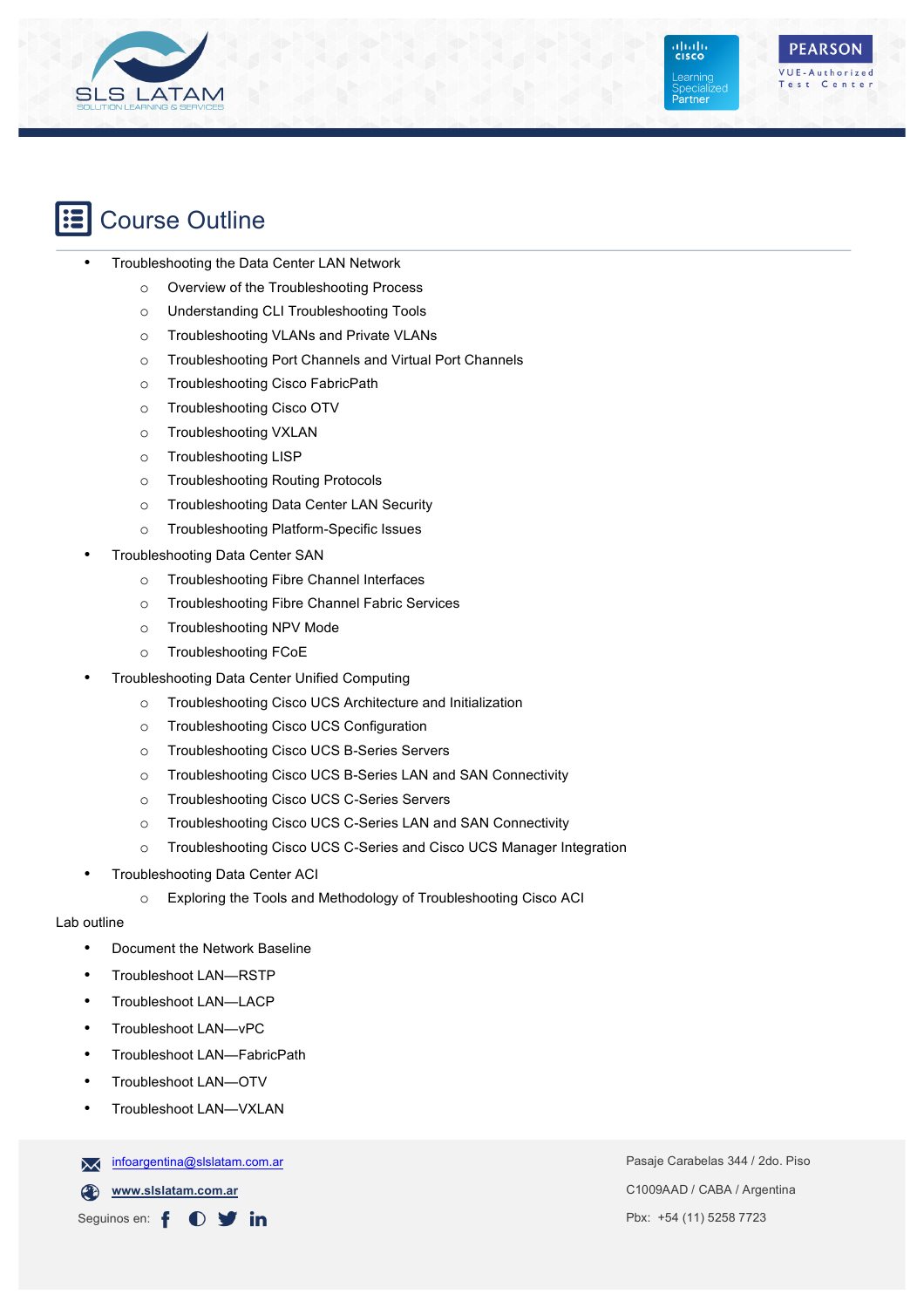## Course Outline

- Troubleshooting the Data Center LAN Network
    - Overview of the Troubleshooting Process
    - Understanding CLI Troubleshooting Tools
    - Troubleshooting VLANs and Private VLANs
    - Troubleshooting Port Channels and Virtual Port Channels
    - Troubleshooting Cisco FabricPath
    - Troubleshooting Cisco OTV
    - Troubleshooting VXLAN
    - Troubleshooting LISP
    - Troubleshooting Routing Protocols
    - Troubleshooting Data Center LAN Security
    - Troubleshooting Platform-Specific Issues
- Troubleshooting Data Center SAN
    - Troubleshooting Fibre Channel Interfaces
    - Troubleshooting Fibre Channel Fabric Services
    - Troubleshooting NPV Mode
    - Troubleshooting FCoE
- Troubleshooting Data Center Unified Computing
    - Troubleshooting Cisco UCS Architecture and Initialization
    - Troubleshooting Cisco UCS Configuration
    - Troubleshooting Cisco UCS B-Series Servers
    - Troubleshooting Cisco UCS B-Series LAN and SAN Connectivity
    - Troubleshooting Cisco UCS C-Series Servers
    - Troubleshooting Cisco UCS C-Series LAN and SAN Connectivity
    - Troubleshooting Cisco UCS C-Series and Cisco UCS Manager Integration
- Troubleshooting Data Center ACI
    - Exploring the Tools and Methodology of Troubleshooting Cisco ACI

Lab outline

- Document the Network Baseline
- Troubleshoot LAN—RSTP
- Troubleshoot LAN—LACP
- Troubleshoot LAN—vPC
- Troubleshoot LAN—FabricPath
- Troubleshoot LAN—OTV
- Troubleshoot LAN—VXLAN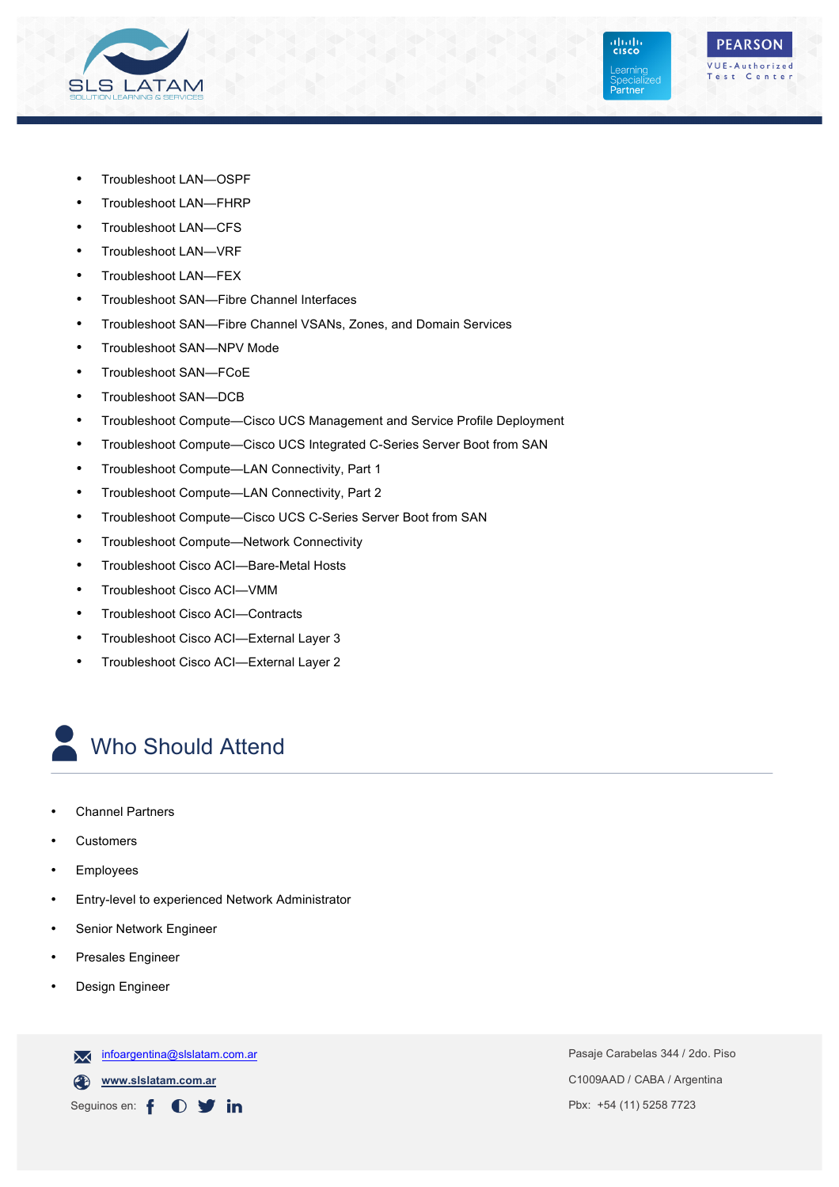- Troubleshoot LAN—OSPF
- Troubleshoot LAN—FHRP
- Troubleshoot LAN—CFS
- Troubleshoot LAN—VRF
- Troubleshoot LAN—FEX
- Troubleshoot SAN—Fibre Channel Interfaces
- Troubleshoot SAN—Fibre Channel VSANs, Zones, and Domain Services
- Troubleshoot SAN—NPV Mode
- Troubleshoot SAN—FCoE
- Troubleshoot SAN—DCB
- Troubleshoot Compute—Cisco UCS Management and Service Profile Deployment
- Troubleshoot Compute—Cisco UCS Integrated C-Series Server Boot from SAN
- Troubleshoot Compute—LAN Connectivity, Part 1
- Troubleshoot Compute—LAN Connectivity, Part 2
- Troubleshoot Compute—Cisco UCS C-Series Server Boot from SAN
- Troubleshoot Compute—Network Connectivity
- Troubleshoot Cisco ACI—Bare-Metal Hosts
- Troubleshoot Cisco ACI—VMM
- Troubleshoot Cisco ACI—Contracts
- Troubleshoot Cisco ACI—External Layer 3
- Troubleshoot Cisco ACI—External Layer 2

## Who Should Attend

- Channel Partners
- Customers
- Employees
- Entry-level to experienced Network Administrator
- Senior Network Engineer
- Presales Engineer
- Design Engineer

[infoargentina@slslatam.com.ar](mailto:infoargentina@slslatam.com.ar)

**www.slslatam.com.ar**

Seguinos en:

Pasaje Carabelas 344 / 2do. Piso

C1009AAD / CABA / Argentina

Pbx: +54 (11) 5258 7723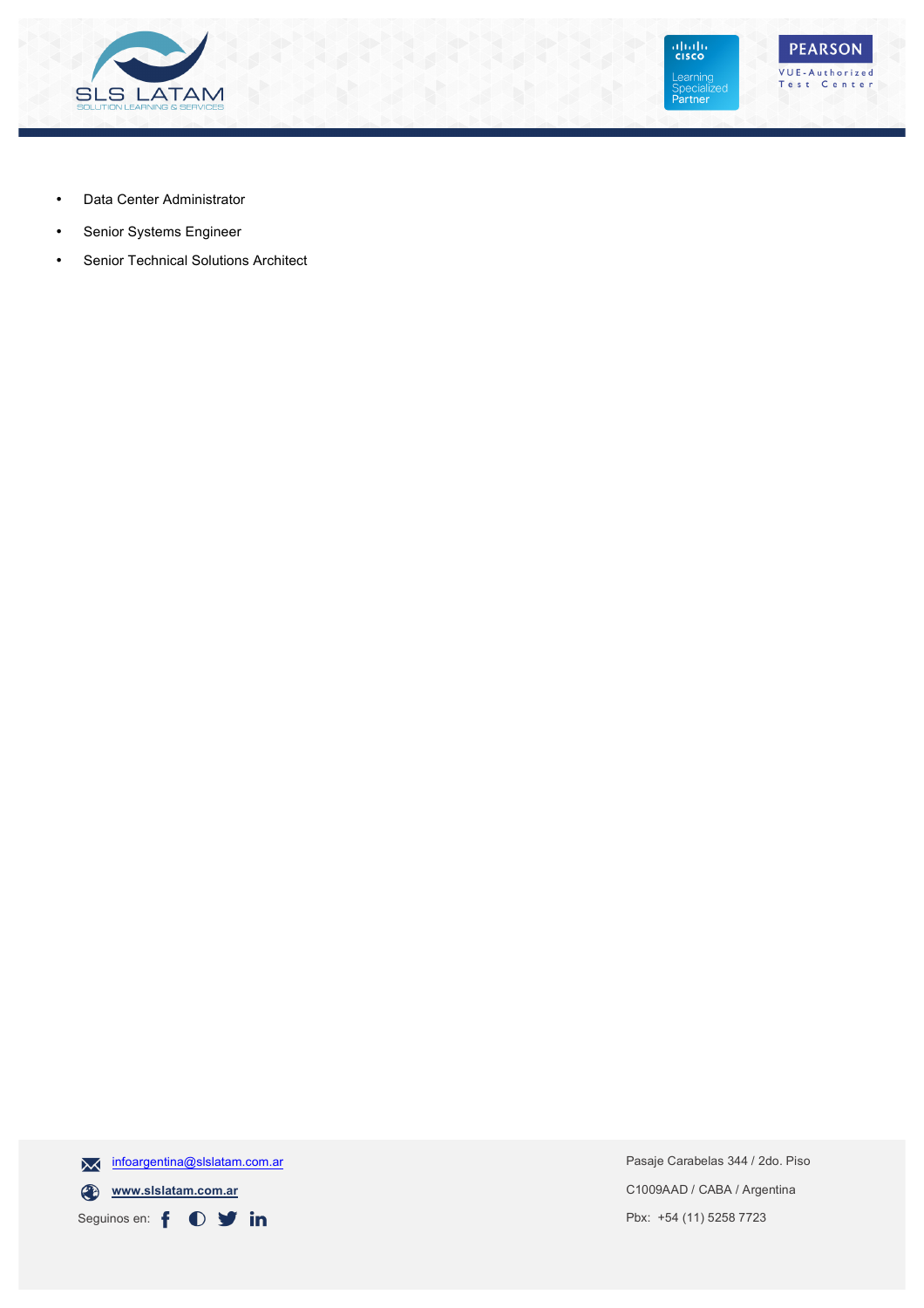- Data Center Administrator
- Senior Systems Engineer
- Senior Technical Solutions Architect